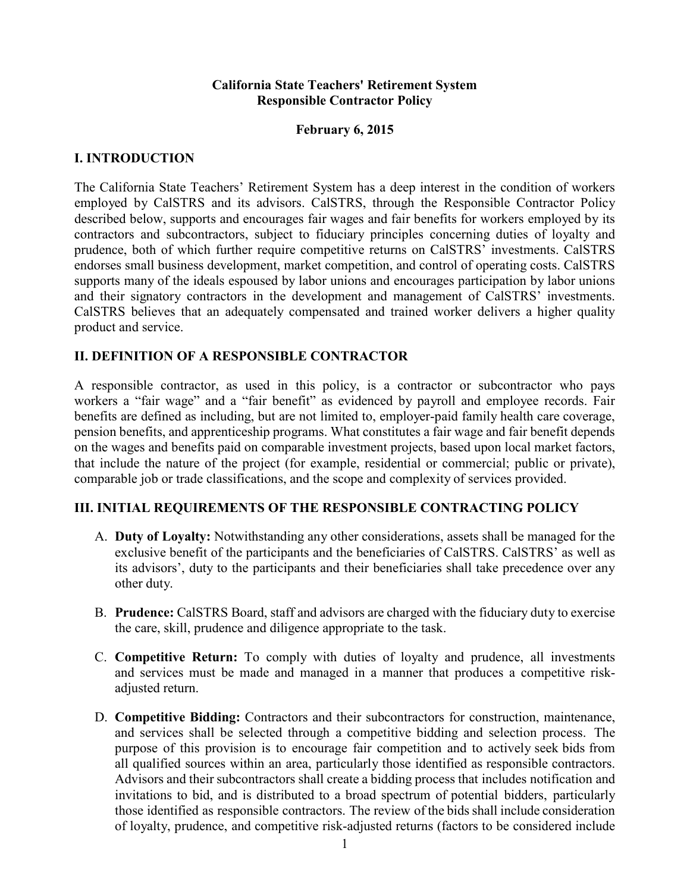**California State Teachers' Retirement System**
**Responsible Contractor Policy**

**February 6, 2015**

## I. INTRODUCTION

The California State Teachers' Retirement System has a deep interest in the condition of workers employed by CalSTRS and its advisors. CalSTRS, through the Responsible Contractor Policy described below, supports and encourages fair wages and fair benefits for workers employed by its contractors and subcontractors, subject to fiduciary principles concerning duties of loyalty and prudence, both of which further require competitive returns on CalSTRS' investments. CalSTRS endorses small business development, market competition, and control of operating costs. CalSTRS supports many of the ideals espoused by labor unions and encourages participation by labor unions and their signatory contractors in the development and management of CalSTRS' investments. CalSTRS believes that an adequately compensated and trained worker delivers a higher quality product and service.

## II. DEFINITION OF A RESPONSIBLE CONTRACTOR

A responsible contractor, as used in this policy, is a contractor or subcontractor who pays workers a "fair wage" and a "fair benefit" as evidenced by payroll and employee records. Fair benefits are defined as including, but are not limited to, employer-paid family health care coverage, pension benefits, and apprenticeship programs. What constitutes a fair wage and fair benefit depends on the wages and benefits paid on comparable investment projects, based upon local market factors, that include the nature of the project (for example, residential or commercial; public or private), comparable job or trade classifications, and the scope and complexity of services provided.

## III. INITIAL REQUIREMENTS OF THE RESPONSIBLE CONTRACTING POLICY

A. **Duty of Loyalty:** Notwithstanding any other considerations, assets shall be managed for the exclusive benefit of the participants and the beneficiaries of CalSTRS. CalSTRS' as well as its advisors', duty to the participants and their beneficiaries shall take precedence over any other duty.

B. **Prudence:** CalSTRS Board, staff and advisors are charged with the fiduciary duty to exercise the care, skill, prudence and diligence appropriate to the task.

C. **Competitive Return:** To comply with duties of loyalty and prudence, all investments and services must be made and managed in a manner that produces a competitive risk-adjusted return.

D. **Competitive Bidding:** Contractors and their subcontractors for construction, maintenance, and services shall be selected through a competitive bidding and selection process. The purpose of this provision is to encourage fair competition and to actively seek bids from all qualified sources within an area, particularly those identified as responsible contractors. Advisors and their subcontractors shall create a bidding process that includes notification and invitations to bid, and is distributed to a broad spectrum of potential bidders, particularly those identified as responsible contractors. The review of the bids shall include consideration of loyalty, prudence, and competitive risk-adjusted returns (factors to be considered include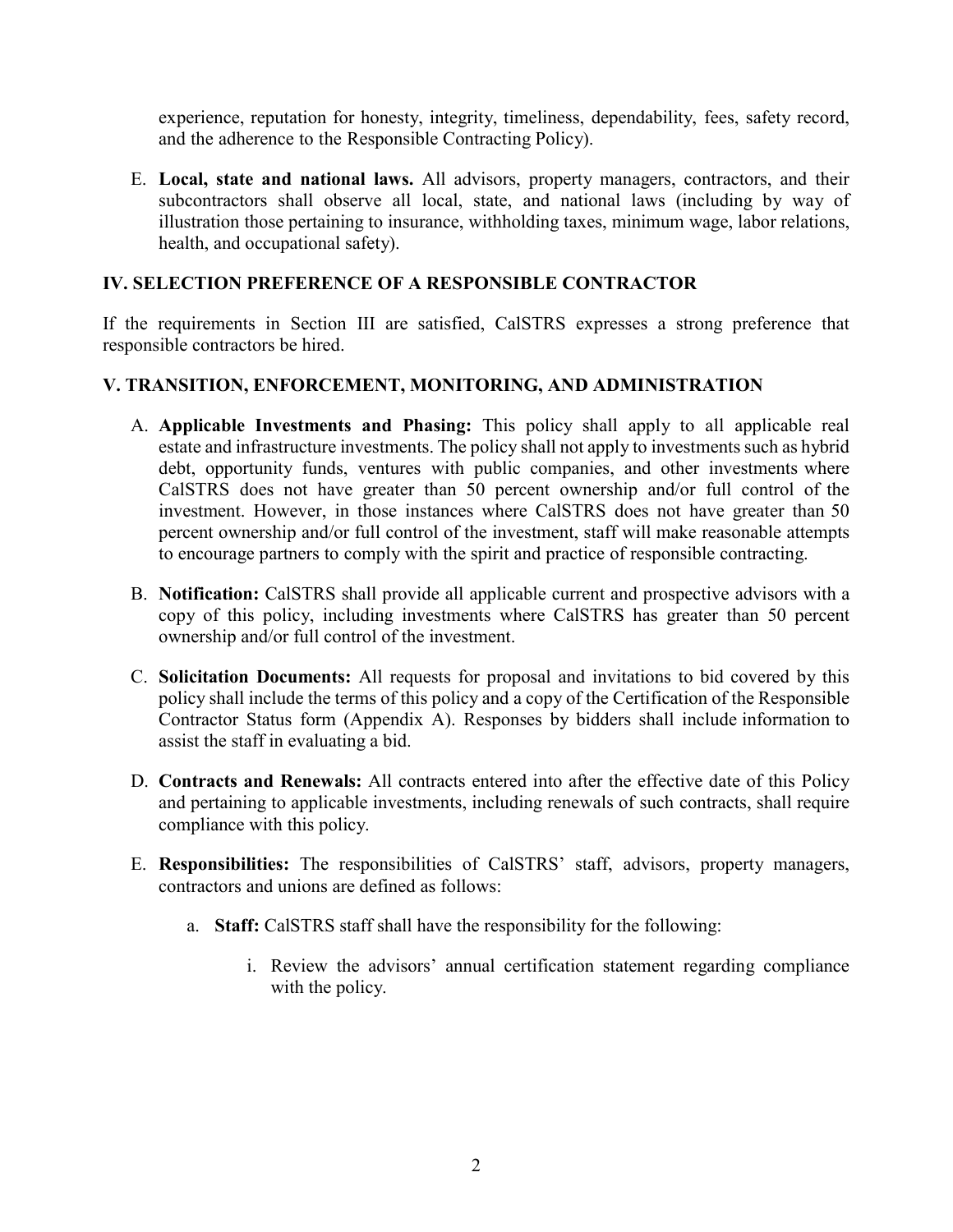experience, reputation for honesty, integrity, timeliness, dependability, fees, safety record, and the adherence to the Responsible Contracting Policy).

E. **Local, state and national laws.** All advisors, property managers, contractors, and their subcontractors shall observe all local, state, and national laws (including by way of illustration those pertaining to insurance, withholding taxes, minimum wage, labor relations, health, and occupational safety).

## IV. SELECTION PREFERENCE OF A RESPONSIBLE CONTRACTOR

If the requirements in Section III are satisfied, CalSTRS expresses a strong preference that responsible contractors be hired.

## V. TRANSITION, ENFORCEMENT, MONITORING, AND ADMINISTRATION

A. **Applicable Investments and Phasing:** This policy shall apply to all applicable real estate and infrastructure investments. The policy shall not apply to investments such as hybrid debt, opportunity funds, ventures with public companies, and other investments where CalSTRS does not have greater than 50 percent ownership and/or full control of the investment. However, in those instances where CalSTRS does not have greater than 50 percent ownership and/or full control of the investment, staff will make reasonable attempts to encourage partners to comply with the spirit and practice of responsible contracting.

B. **Notification:** CalSTRS shall provide all applicable current and prospective advisors with a copy of this policy, including investments where CalSTRS has greater than 50 percent ownership and/or full control of the investment.

C. **Solicitation Documents:** All requests for proposal and invitations to bid covered by this policy shall include the terms of this policy and a copy of the Certification of the Responsible Contractor Status form (Appendix A). Responses by bidders shall include information to assist the staff in evaluating a bid.

D. **Contracts and Renewals:** All contracts entered into after the effective date of this Policy and pertaining to applicable investments, including renewals of such contracts, shall require compliance with this policy.

E. **Responsibilities:** The responsibilities of CalSTRS' staff, advisors, property managers, contractors and unions are defined as follows:

   a. **Staff:** CalSTRS staff shall have the responsibility for the following:

      i. Review the advisors' annual certification statement regarding compliance with the policy.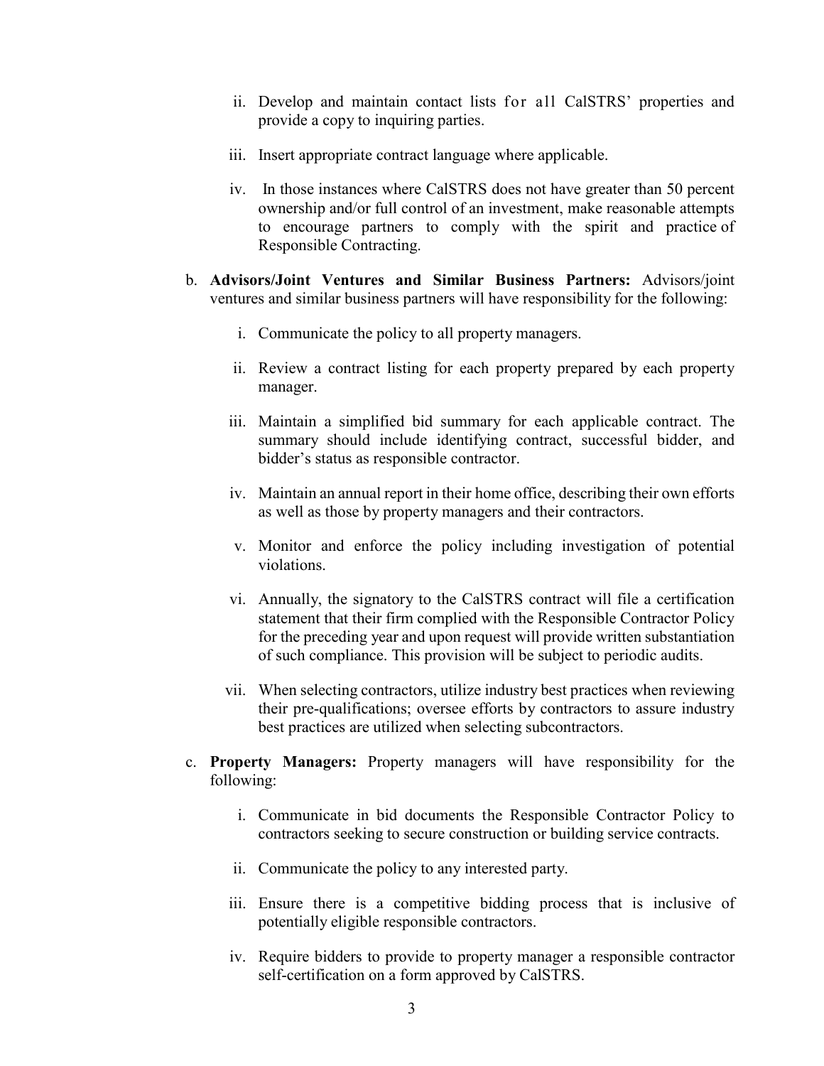ii. Develop and maintain contact lists for all CalSTRS' properties and provide a copy to inquiring parties.

iii. Insert appropriate contract language where applicable.

iv. In those instances where CalSTRS does not have greater than 50 percent ownership and/or full control of an investment, make reasonable attempts to encourage partners to comply with the spirit and practice of Responsible Contracting.

b. **Advisors/Joint Ventures and Similar Business Partners:** Advisors/joint ventures and similar business partners will have responsibility for the following:

  i. Communicate the policy to all property managers.

  ii. Review a contract listing for each property prepared by each property manager.

  iii. Maintain a simplified bid summary for each applicable contract. The summary should include identifying contract, successful bidder, and bidder's status as responsible contractor.

  iv. Maintain an annual report in their home office, describing their own efforts as well as those by property managers and their contractors.

  v. Monitor and enforce the policy including investigation of potential violations.

  vi. Annually, the signatory to the CalSTRS contract will file a certification statement that their firm complied with the Responsible Contractor Policy for the preceding year and upon request will provide written substantiation of such compliance. This provision will be subject to periodic audits.

  vii. When selecting contractors, utilize industry best practices when reviewing their pre-qualifications; oversee efforts by contractors to assure industry best practices are utilized when selecting subcontractors.

c. **Property Managers:** Property managers will have responsibility for the following:

  i. Communicate in bid documents the Responsible Contractor Policy to contractors seeking to secure construction or building service contracts.

  ii. Communicate the policy to any interested party.

  iii. Ensure there is a competitive bidding process that is inclusive of potentially eligible responsible contractors.

  iv. Require bidders to provide to property manager a responsible contractor self-certification on a form approved by CalSTRS.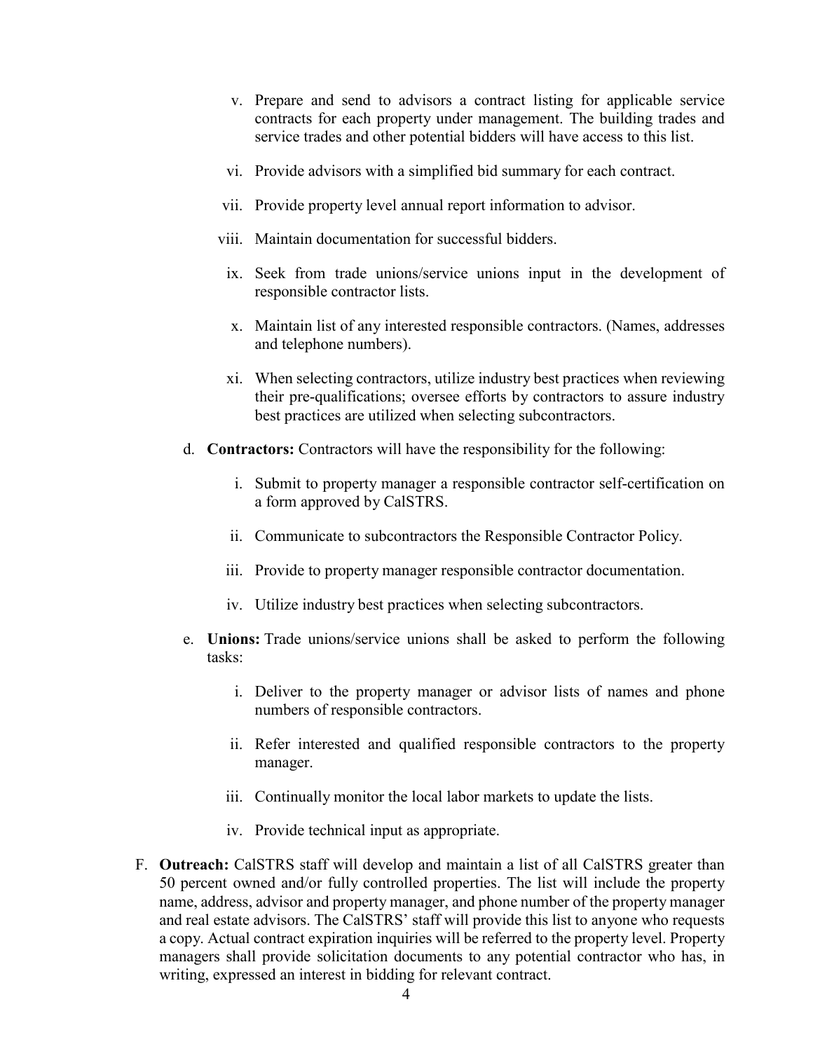v. Prepare and send to advisors a contract listing for applicable service contracts for each property under management. The building trades and service trades and other potential bidders will have access to this list.

   vi. Provide advisors with a simplified bid summary for each contract.

   vii. Provide property level annual report information to advisor.

   viii. Maintain documentation for successful bidders.

   ix. Seek from trade unions/service unions input in the development of responsible contractor lists.

   x. Maintain list of any interested responsible contractors. (Names, addresses and telephone numbers).

   xi. When selecting contractors, utilize industry best practices when reviewing their pre-qualifications; oversee efforts by contractors to assure industry best practices are utilized when selecting subcontractors.

d. **Contractors:** Contractors will have the responsibility for the following:

   i. Submit to property manager a responsible contractor self-certification on a form approved by CalSTRS.

   ii. Communicate to subcontractors the Responsible Contractor Policy.

   iii. Provide to property manager responsible contractor documentation.

   iv. Utilize industry best practices when selecting subcontractors.

e. **Unions:** Trade unions/service unions shall be asked to perform the following tasks:

   i. Deliver to the property manager or advisor lists of names and phone numbers of responsible contractors.

   ii. Refer interested and qualified responsible contractors to the property manager.

   iii. Continually monitor the local labor markets to update the lists.

   iv. Provide technical input as appropriate.

F. **Outreach:** CalSTRS staff will develop and maintain a list of all CalSTRS greater than 50 percent owned and/or fully controlled properties. The list will include the property name, address, advisor and property manager, and phone number of the property manager and real estate advisors. The CalSTRS' staff will provide this list to anyone who requests a copy. Actual contract expiration inquiries will be referred to the property level. Property managers shall provide solicitation documents to any potential contractor who has, in writing, expressed an interest in bidding for relevant contract.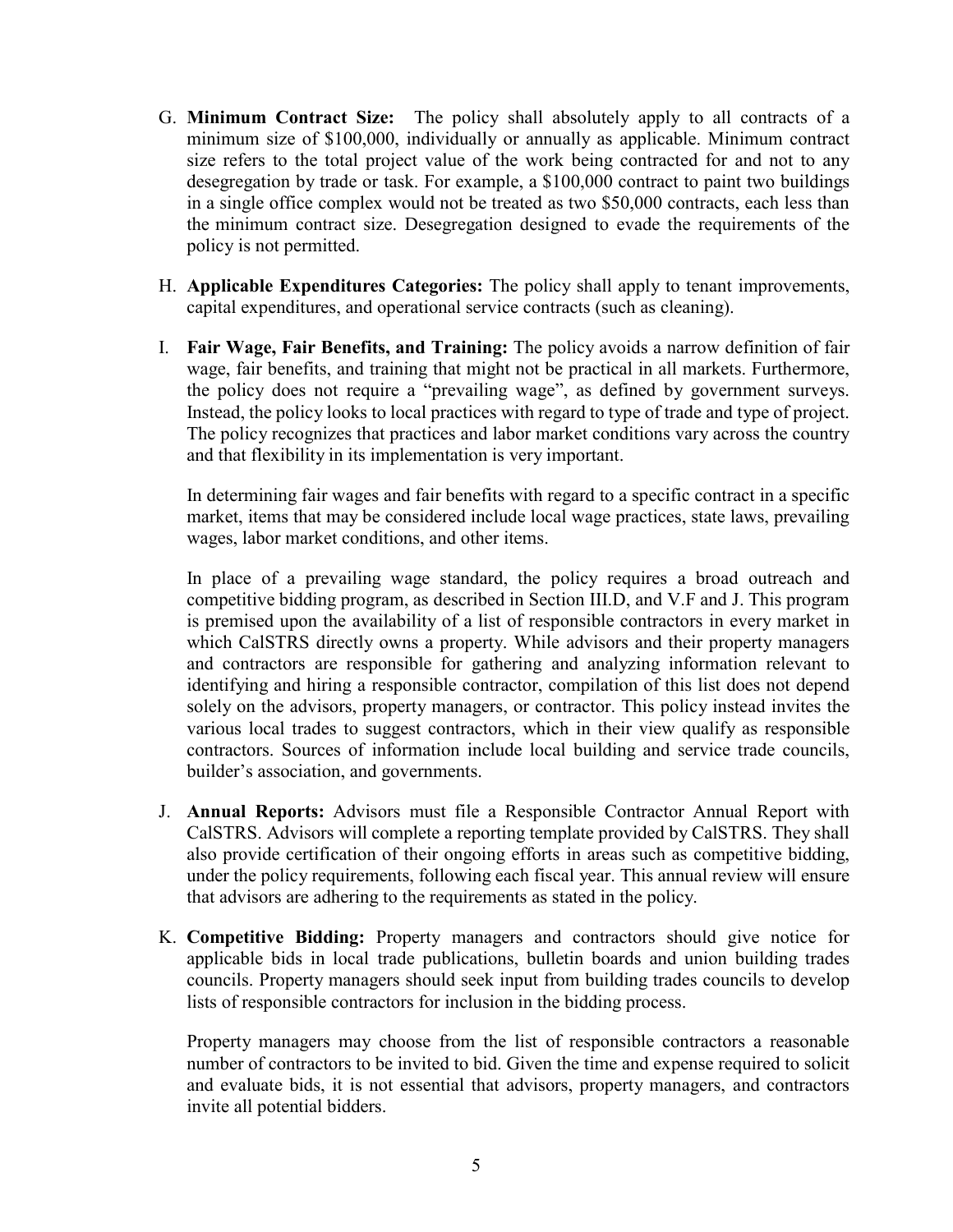G. **Minimum Contract Size:** The policy shall absolutely apply to all contracts of a minimum size of $100,000, individually or annually as applicable. Minimum contract size refers to the total project value of the work being contracted for and not to any desegregation by trade or task. For example, a $100,000 contract to paint two buildings in a single office complex would not be treated as two $50,000 contracts, each less than the minimum contract size. Desegregation designed to evade the requirements of the policy is not permitted.

H. **Applicable Expenditures Categories:** The policy shall apply to tenant improvements, capital expenditures, and operational service contracts (such as cleaning).

I. **Fair Wage, Fair Benefits, and Training:** The policy avoids a narrow definition of fair wage, fair benefits, and training that might not be practical in all markets. Furthermore, the policy does not require a "prevailing wage", as defined by government surveys. Instead, the policy looks to local practices with regard to type of trade and type of project. The policy recognizes that practices and labor market conditions vary across the country and that flexibility in its implementation is very important.

   In determining fair wages and fair benefits with regard to a specific contract in a specific market, items that may be considered include local wage practices, state laws, prevailing wages, labor market conditions, and other items.

   In place of a prevailing wage standard, the policy requires a broad outreach and competitive bidding program, as described in Section III.D, and V.F and J. This program is premised upon the availability of a list of responsible contractors in every market in which CalSTRS directly owns a property. While advisors and their property managers and contractors are responsible for gathering and analyzing information relevant to identifying and hiring a responsible contractor, compilation of this list does not depend solely on the advisors, property managers, or contractor. This policy instead invites the various local trades to suggest contractors, which in their view qualify as responsible contractors. Sources of information include local building and service trade councils, builder's association, and governments.

J. **Annual Reports:** Advisors must file a Responsible Contractor Annual Report with CalSTRS. Advisors will complete a reporting template provided by CalSTRS. They shall also provide certification of their ongoing efforts in areas such as competitive bidding, under the policy requirements, following each fiscal year. This annual review will ensure that advisors are adhering to the requirements as stated in the policy.

K. **Competitive Bidding:** Property managers and contractors should give notice for applicable bids in local trade publications, bulletin boards and union building trades councils. Property managers should seek input from building trades councils to develop lists of responsible contractors for inclusion in the bidding process.

   Property managers may choose from the list of responsible contractors a reasonable number of contractors to be invited to bid. Given the time and expense required to solicit and evaluate bids, it is not essential that advisors, property managers, and contractors invite all potential bidders.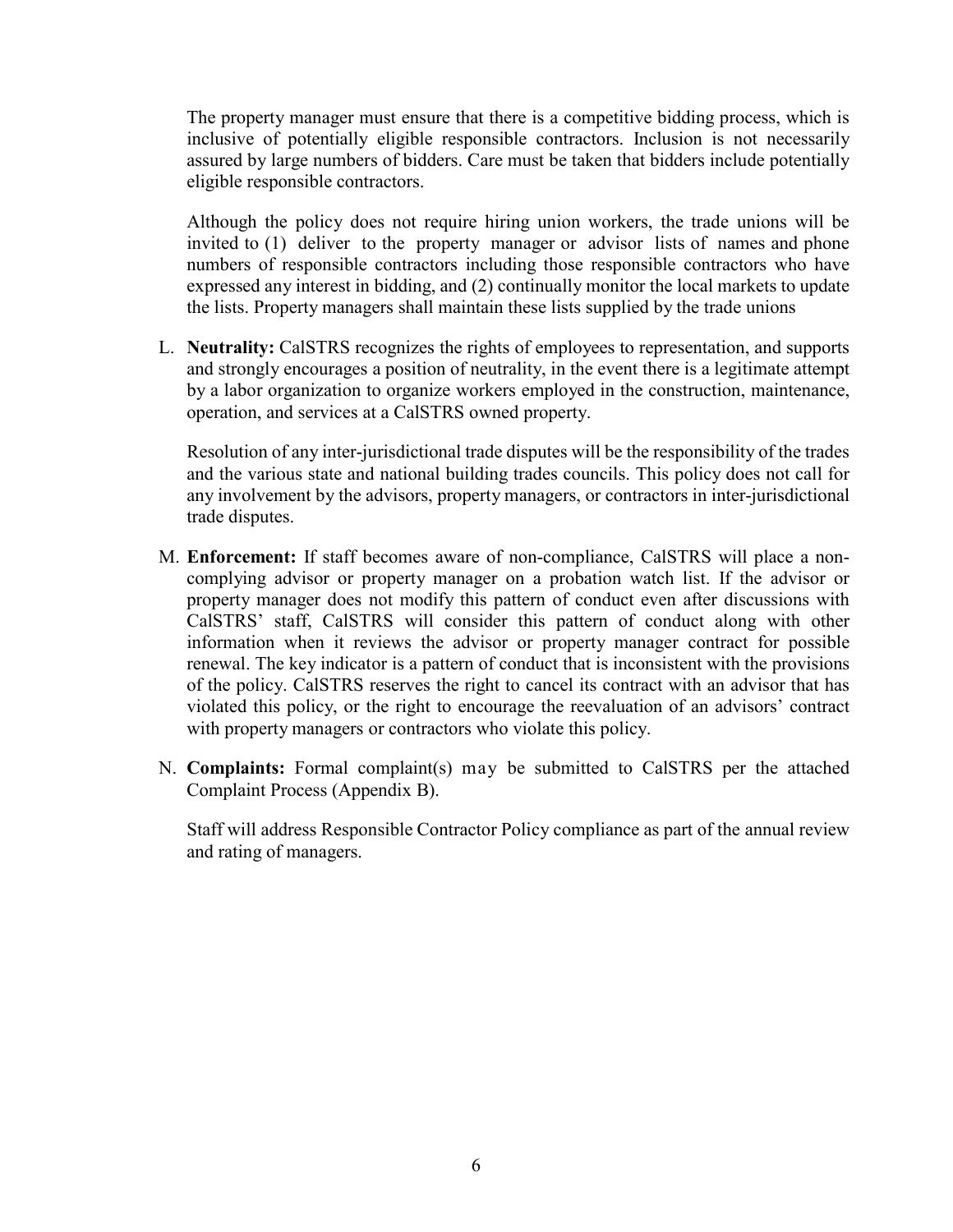The property manager must ensure that there is a competitive bidding process, which is inclusive of potentially eligible responsible contractors. Inclusion is not necessarily assured by large numbers of bidders. Care must be taken that bidders include potentially eligible responsible contractors.

Although the policy does not require hiring union workers, the trade unions will be invited to (1) deliver to the property manager or advisor lists of names and phone numbers of responsible contractors including those responsible contractors who have expressed any interest in bidding, and (2) continually monitor the local markets to update the lists. Property managers shall maintain these lists supplied by the trade unions

L. **Neutrality:** CalSTRS recognizes the rights of employees to representation, and supports and strongly encourages a position of neutrality, in the event there is a legitimate attempt by a labor organization to organize workers employed in the construction, maintenance, operation, and services at a CalSTRS owned property.

   Resolution of any inter-jurisdictional trade disputes will be the responsibility of the trades and the various state and national building trades councils. This policy does not call for any involvement by the advisors, property managers, or contractors in inter-jurisdictional trade disputes.

M. **Enforcement:** If staff becomes aware of non-compliance, CalSTRS will place a non-complying advisor or property manager on a probation watch list. If the advisor or property manager does not modify this pattern of conduct even after discussions with CalSTRS' staff, CalSTRS will consider this pattern of conduct along with other information when it reviews the advisor or property manager contract for possible renewal. The key indicator is a pattern of conduct that is inconsistent with the provisions of the policy. CalSTRS reserves the right to cancel its contract with an advisor that has violated this policy, or the right to encourage the reevaluation of an advisors' contract with property managers or contractors who violate this policy.

N. **Complaints:** Formal complaint(s) may be submitted to CalSTRS per the attached Complaint Process (Appendix B).

   Staff will address Responsible Contractor Policy compliance as part of the annual review and rating of managers.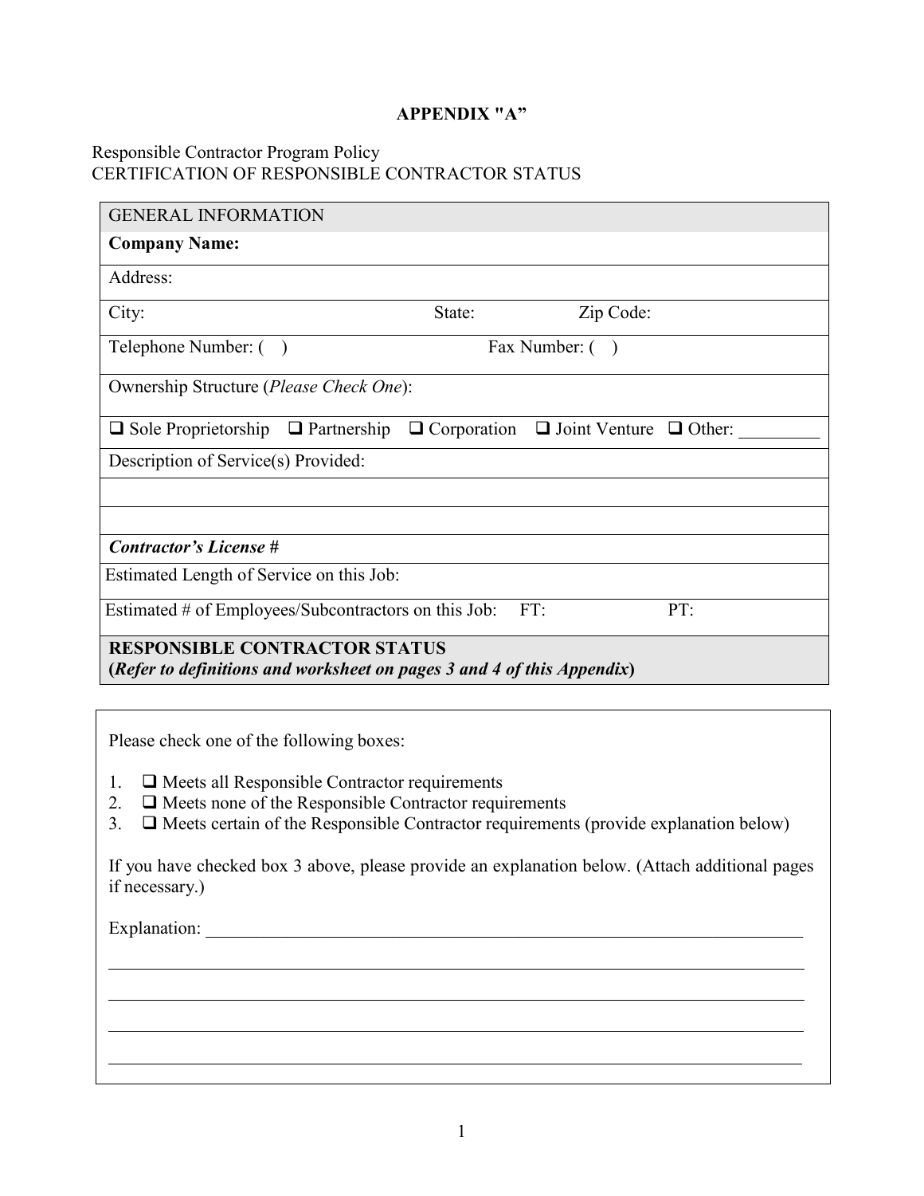**APPENDIX "A"**

Responsible Contractor Program Policy
CERTIFICATION OF RESPONSIBLE CONTRACTOR STATUS

| GENERAL INFORMATION | | |
|---|---|---|
| **Company Name:** | | |
| Address: | | |
| City: | State: | Zip Code: |
| Telephone Number: ( ) | Fax Number: ( ) | |
| Ownership Structure (*Please Check One*): | | |
| ❑ Sole Proprietorship ❑ Partnership ❑ Corporation ❑ Joint Venture ❑ Other: _________ | | |
| Description of Service(s) Provided: | | |
| | | |
| | | |
| ***Contractor's License #*** | | |
| Estimated Length of Service on this Job: | | |
| Estimated # of Employees/Subcontractors on this Job: | FT: | PT: |
| **RESPONSIBLE CONTRACTOR STATUS** **(*Refer to definitions and worksheet on pages 3 and 4 of this Appendix*)** | | |

Please check one of the following boxes:

1. ❑ Meets all Responsible Contractor requirements
2. ❑ Meets none of the Responsible Contractor requirements
3. ❑ Meets certain of the Responsible Contractor requirements (provide explanation below)

If you have checked box 3 above, please provide an explanation below. (Attach additional pages if necessary.)

Explanation: ______________________________________________________________________

______________________________________________________________________________________

______________________________________________________________________________________

______________________________________________________________________________________

______________________________________________________________________________________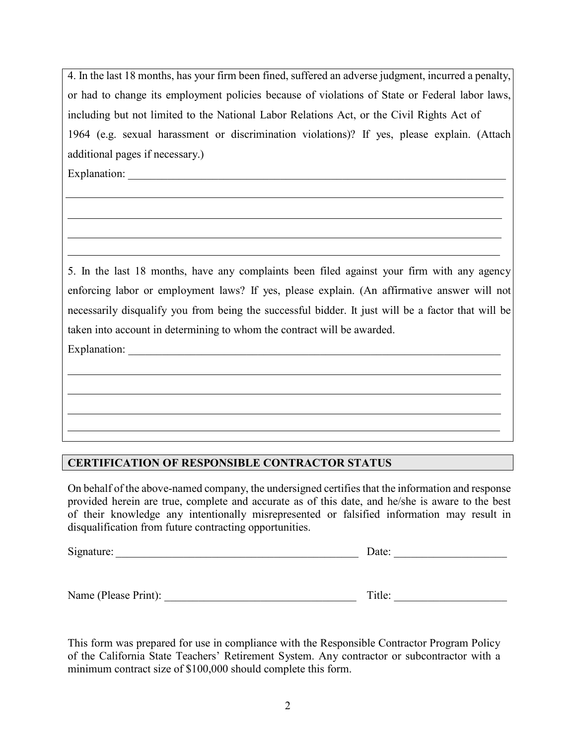4. In the last 18 months, has your firm been fined, suffered an adverse judgment, incurred a penalty, or had to change its employment policies because of violations of State or Federal labor laws, including but not limited to the National Labor Relations Act, or the Civil Rights Act of 1964 (e.g. sexual harassment or discrimination violations)? If yes, please explain. (Attach additional pages if necessary.)

Explanation: ___________________________________________________________________

_______________________________________________________________________________

_______________________________________________________________________________

_______________________________________________________________________________

_______________________________________________________________________________

5. In the last 18 months, have any complaints been filed against your firm with any agency enforcing labor or employment laws? If yes, please explain. (An affirmative answer will not necessarily disqualify you from being the successful bidder. It just will be a factor that will be taken into account in determining to whom the contract will be awarded.

Explanation: ___________________________________________________________________

_______________________________________________________________________________

_______________________________________________________________________________

_______________________________________________________________________________

_______________________________________________________________________________

## CERTIFICATION OF RESPONSIBLE CONTRACTOR STATUS

On behalf of the above-named company, the undersigned certifies that the information and response provided herein are true, complete and accurate as of this date, and he/she is aware to the best of their knowledge any intentionally misrepresented or falsified information may result in disqualification from future contracting opportunities.

Signature: _____________________________________________ Date: ____________________

Name (Please Print): ___________________________________ Title: ____________________

This form was prepared for use in compliance with the Responsible Contractor Program Policy of the California State Teachers' Retirement System. Any contractor or subcontractor with a minimum contract size of $100,000 should complete this form.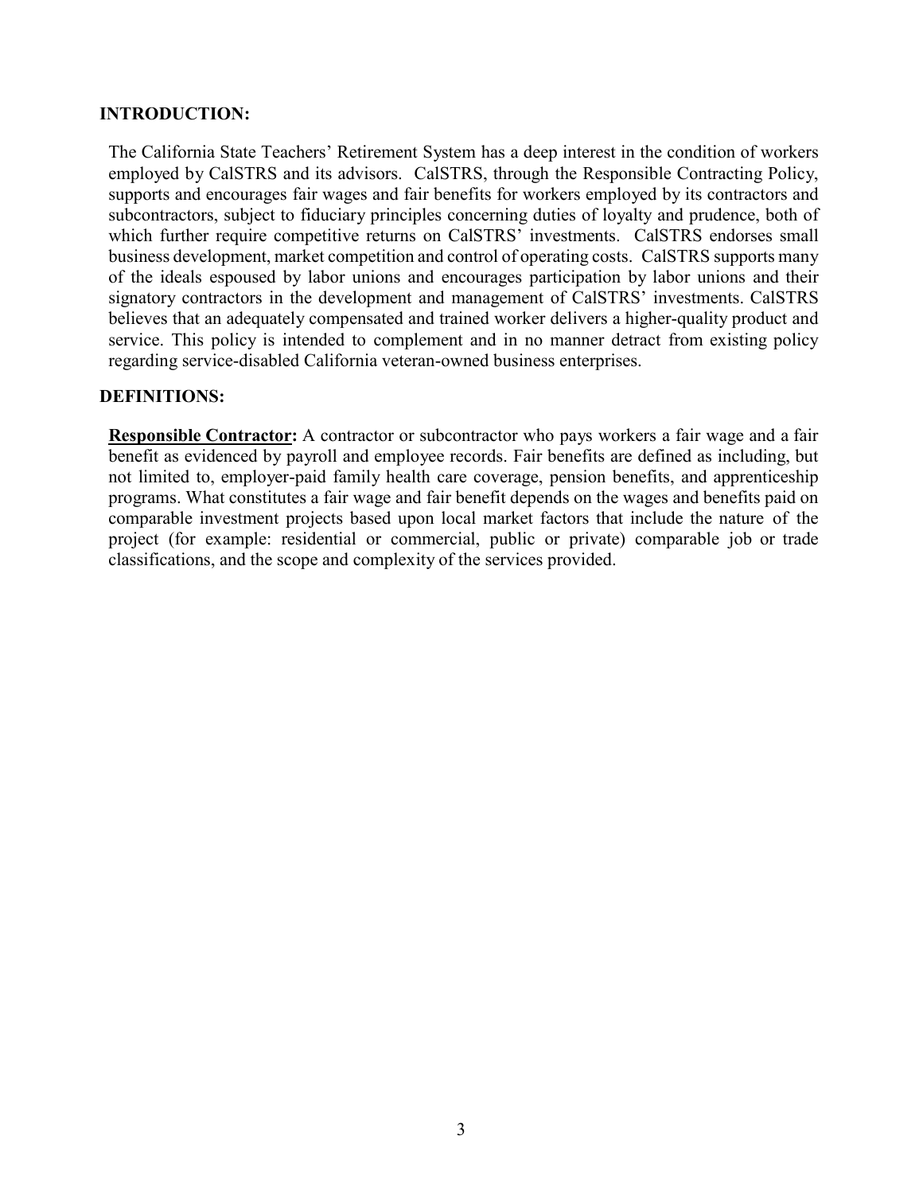## INTRODUCTION:

The California State Teachers' Retirement System has a deep interest in the condition of workers employed by CalSTRS and its advisors. CalSTRS, through the Responsible Contracting Policy, supports and encourages fair wages and fair benefits for workers employed by its contractors and subcontractors, subject to fiduciary principles concerning duties of loyalty and prudence, both of which further require competitive returns on CalSTRS' investments. CalSTRS endorses small business development, market competition and control of operating costs. CalSTRS supports many of the ideals espoused by labor unions and encourages participation by labor unions and their signatory contractors in the development and management of CalSTRS' investments. CalSTRS believes that an adequately compensated and trained worker delivers a higher-quality product and service. This policy is intended to complement and in no manner detract from existing policy regarding service-disabled California veteran-owned business enterprises.

## DEFINITIONS:

**Responsible Contractor:** A contractor or subcontractor who pays workers a fair wage and a fair benefit as evidenced by payroll and employee records. Fair benefits are defined as including, but not limited to, employer-paid family health care coverage, pension benefits, and apprenticeship programs. What constitutes a fair wage and fair benefit depends on the wages and benefits paid on comparable investment projects based upon local market factors that include the nature of the project (for example: residential or commercial, public or private) comparable job or trade classifications, and the scope and complexity of the services provided.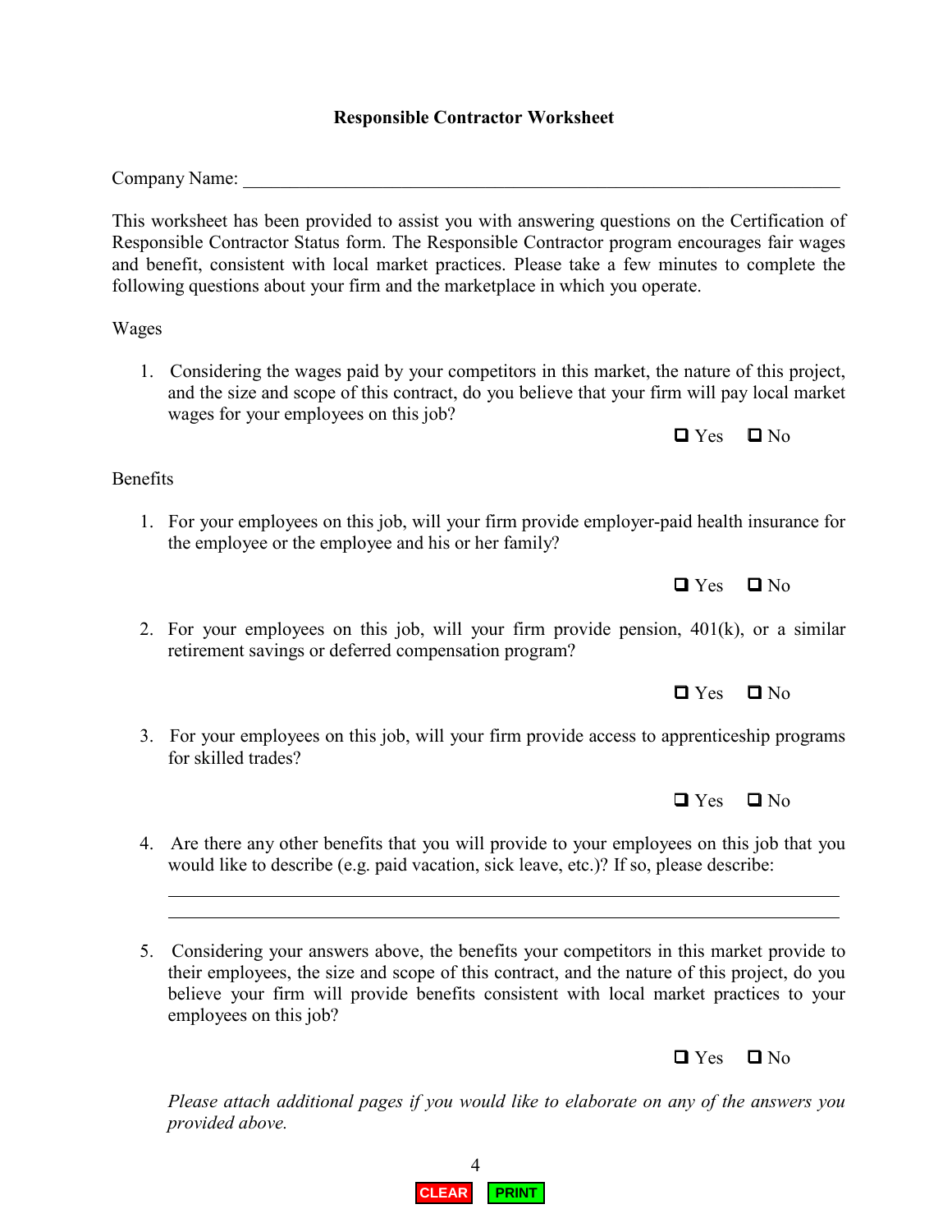**Responsible Contractor Worksheet**

Company Name: \_\_\_\_\_\_\_\_\_\_\_\_\_\_\_\_\_\_\_\_\_\_\_\_\_\_\_\_\_\_\_\_\_\_\_\_\_\_\_\_\_\_\_\_\_\_\_\_\_\_\_\_\_\_\_\_\_\_\_\_

This worksheet has been provided to assist you with answering questions on the Certification of Responsible Contractor Status form. The Responsible Contractor program encourages fair wages and benefit, consistent with local market practices. Please take a few minutes to complete the following questions about your firm and the marketplace in which you operate.

Wages

1. Considering the wages paid by your competitors in this market, the nature of this project, and the size and scope of this contract, do you believe that your firm will pay local market wages for your employees on this job?

   ☐ Yes ☐ No

Benefits

1. For your employees on this job, will your firm provide employer-paid health insurance for the employee or the employee and his or her family?

   ☐ Yes ☐ No

2. For your employees on this job, will your firm provide pension, 401(k), or a similar retirement savings or deferred compensation program?

   ☐ Yes ☐ No

3. For your employees on this job, will your firm provide access to apprenticeship programs for skilled trades?

   ☐ Yes ☐ No

4. Are there any other benefits that you will provide to your employees on this job that you would like to describe (e.g. paid vacation, sick leave, etc.)? If so, please describe:

   \_\_\_\_\_\_\_\_\_\_\_\_\_\_\_\_\_\_\_\_\_\_\_\_\_\_\_\_\_\_\_\_\_\_\_\_\_\_\_\_\_\_\_\_\_\_\_\_\_\_\_\_\_\_\_\_\_\_\_\_

   \_\_\_\_\_\_\_\_\_\_\_\_\_\_\_\_\_\_\_\_\_\_\_\_\_\_\_\_\_\_\_\_\_\_\_\_\_\_\_\_\_\_\_\_\_\_\_\_\_\_\_\_\_\_\_\_\_\_\_\_

5. Considering your answers above, the benefits your competitors in this market provide to their employees, the size and scope of this contract, and the nature of this project, do you believe your firm will provide benefits consistent with local market practices to your employees on this job?

   ☐ Yes ☐ No

*Please attach additional pages if you would like to elaborate on any of the answers you provided above.*

CLEAR PRINT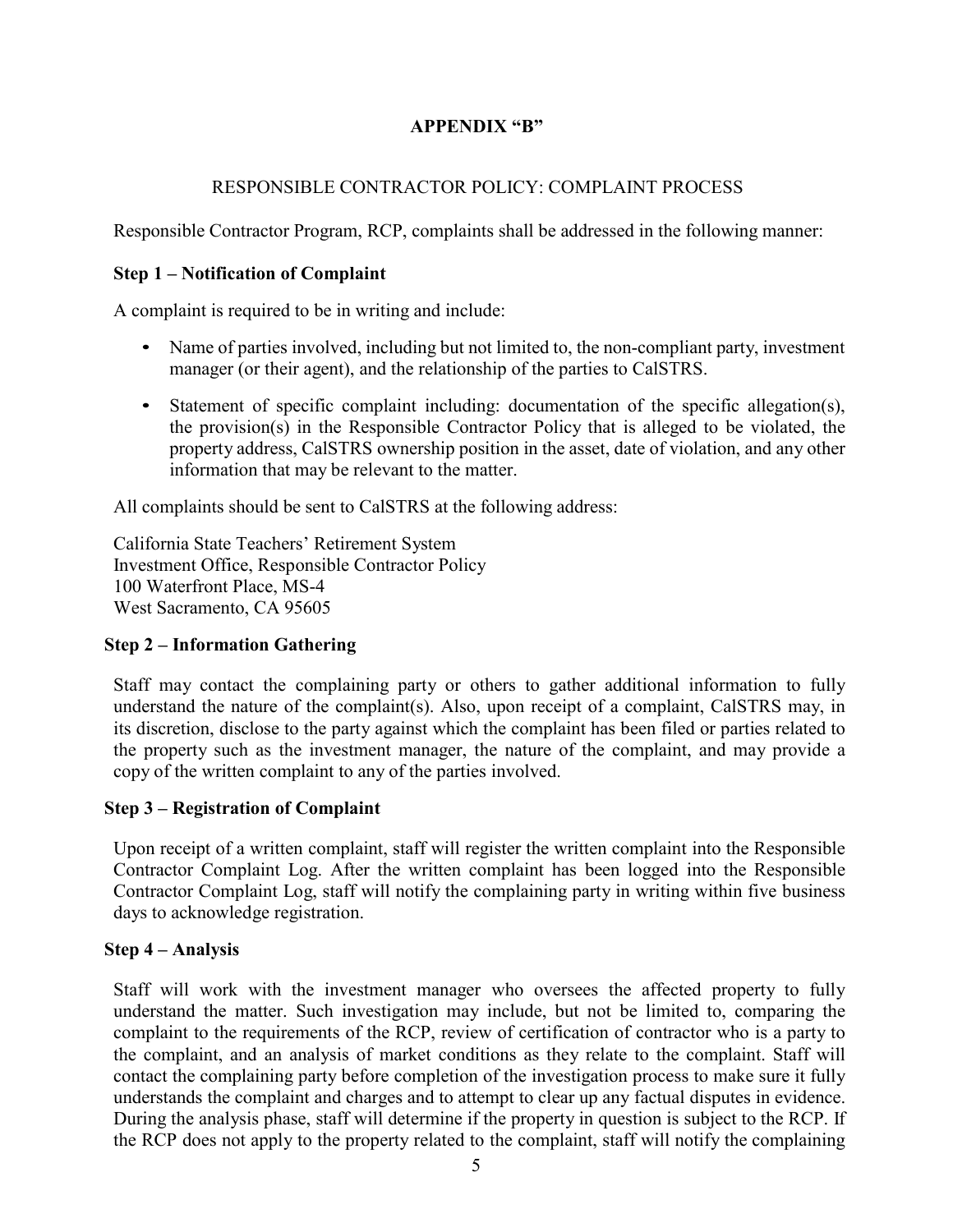## APPENDIX "B"

RESPONSIBLE CONTRACTOR POLICY: COMPLAINT PROCESS

Responsible Contractor Program, RCP, complaints shall be addressed in the following manner:

### Step 1 – Notification of Complaint

A complaint is required to be in writing and include:

- Name of parties involved, including but not limited to, the non-compliant party, investment manager (or their agent), and the relationship of the parties to CalSTRS.
- Statement of specific complaint including: documentation of the specific allegation(s), the provision(s) in the Responsible Contractor Policy that is alleged to be violated, the property address, CalSTRS ownership position in the asset, date of violation, and any other information that may be relevant to the matter.

All complaints should be sent to CalSTRS at the following address:

California State Teachers' Retirement System
Investment Office, Responsible Contractor Policy
100 Waterfront Place, MS-4
West Sacramento, CA 95605

### Step 2 – Information Gathering

Staff may contact the complaining party or others to gather additional information to fully understand the nature of the complaint(s). Also, upon receipt of a complaint, CalSTRS may, in its discretion, disclose to the party against which the complaint has been filed or parties related to the property such as the investment manager, the nature of the complaint, and may provide a copy of the written complaint to any of the parties involved.

### Step 3 – Registration of Complaint

Upon receipt of a written complaint, staff will register the written complaint into the Responsible Contractor Complaint Log. After the written complaint has been logged into the Responsible Contractor Complaint Log, staff will notify the complaining party in writing within five business days to acknowledge registration.

### Step 4 – Analysis

Staff will work with the investment manager who oversees the affected property to fully understand the matter. Such investigation may include, but not be limited to, comparing the complaint to the requirements of the RCP, review of certification of contractor who is a party to the complaint, and an analysis of market conditions as they relate to the complaint. Staff will contact the complaining party before completion of the investigation process to make sure it fully understands the complaint and charges and to attempt to clear up any factual disputes in evidence. During the analysis phase, staff will determine if the property in question is subject to the RCP. If the RCP does not apply to the property related to the complaint, staff will notify the complaining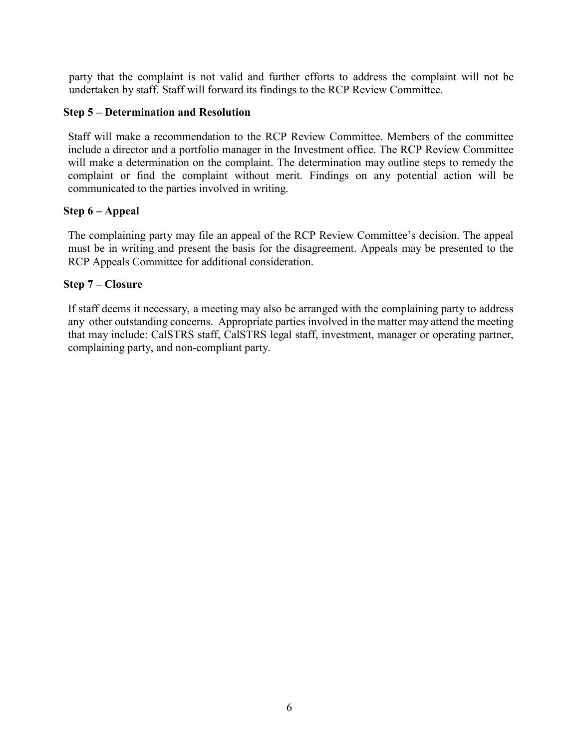party that the complaint is not valid and further efforts to address the complaint will not be undertaken by staff. Staff will forward its findings to the RCP Review Committee.

**Step 5 – Determination and Resolution**

Staff will make a recommendation to the RCP Review Committee. Members of the committee include a director and a portfolio manager in the Investment office. The RCP Review Committee will make a determination on the complaint. The determination may outline steps to remedy the complaint or find the complaint without merit. Findings on any potential action will be communicated to the parties involved in writing.

**Step 6 – Appeal**

The complaining party may file an appeal of the RCP Review Committee's decision. The appeal must be in writing and present the basis for the disagreement. Appeals may be presented to the RCP Appeals Committee for additional consideration.

**Step 7 – Closure**

If staff deems it necessary, a meeting may also be arranged with the complaining party to address any other outstanding concerns. Appropriate parties involved in the matter may attend the meeting that may include: CalSTRS staff, CalSTRS legal staff, investment, manager or operating partner, complaining party, and non-compliant party.